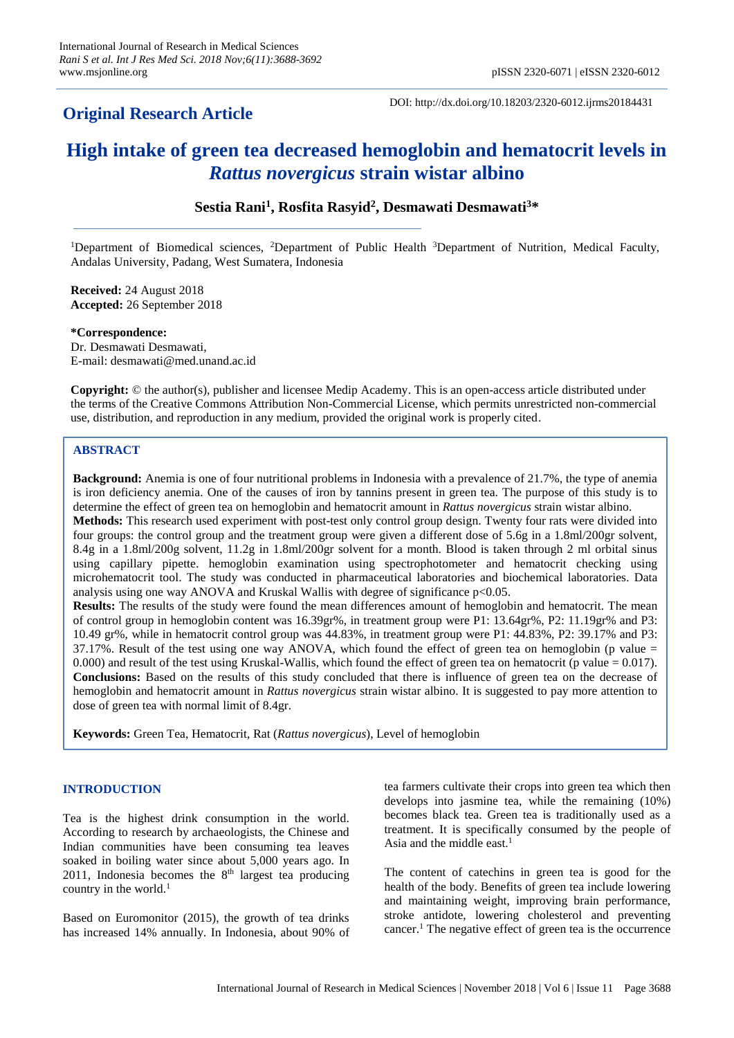**Original Research Article**

DOI: http://dx.doi.org/10.18203/2320-6012.ijrms20184431

# High intake of green tea decreased hemoglobin and hematocrit levels in *Rattus novergicus* strain wistar albino

**Sestia Rani[1], Rosfita Rasyid[2], Desmawati Desmawati[3]\***

[1]Department of Biomedical sciences, [2]Department of Public Health [3]Department of Nutrition, Medical Faculty, Andalas University, Padang, West Sumatera, Indonesia

**Received:** 24 August 2018
**Accepted:** 26 September 2018

**\*Correspondence:**
Dr. Desmawati Desmawati,
E-mail: desmawati@med.unand.ac.id

**Copyright:** © the author(s), publisher and licensee Medip Academy. This is an open-access article distributed under the terms of the Creative Commons Attribution Non-Commercial License, which permits unrestricted non-commercial use, distribution, and reproduction in any medium, provided the original work is properly cited.

## ABSTRACT

**Background:** Anemia is one of four nutritional problems in Indonesia with a prevalence of 21.7%, the type of anemia is iron deficiency anemia. One of the causes of iron by tannins present in green tea. The purpose of this study is to determine the effect of green tea on hemoglobin and hematocrit amount in *Rattus novergicus* strain wistar albino.

**Methods:** This research used experiment with post-test only control group design. Twenty four rats were divided into four groups: the control group and the treatment group were given a different dose of 5.6g in a 1.8ml/200gr solvent, 8.4g in a 1.8ml/200g solvent, 11.2g in 1.8ml/200gr solvent for a month. Blood is taken through 2 ml orbital sinus using capillary pipette. hemoglobin examination using spectrophotometer and hematocrit checking using microhematocrit tool. The study was conducted in pharmaceutical laboratories and biochemical laboratories. Data analysis using one way ANOVA and Kruskal Wallis with degree of significance $p<0.05$.

**Results:** The results of the study were found the mean differences amount of hemoglobin and hematocrit. The mean of control group in hemoglobin content was 16.39gr%, in treatment group were P1: 13.64gr%, P2: 11.19gr% and P3: 10.49 gr%, while in hematocrit control group was 44.83%, in treatment group were P1: 44.83%, P2: 39.17% and P3: 37.17%. Result of the test using one way ANOVA, which found the effect of green tea on hemoglobin (p value = 0.000) and result of the test using Kruskal-Wallis, which found the effect of green tea on hematocrit (p value = 0.017).

**Conclusions:** Based on the results of this study concluded that there is influence of green tea on the decrease of hemoglobin and hematocrit amount in *Rattus novergicus* strain wistar albino. It is suggested to pay more attention to dose of green tea with normal limit of 8.4gr.

**Keywords:** Green Tea, Hematocrit, Rat (*Rattus novergicus*), Level of hemoglobin

## INTRODUCTION

Tea is the highest drink consumption in the world. According to research by archaeologists, the Chinese and Indian communities have been consuming tea leaves soaked in boiling water since about 5,000 years ago. In 2011, Indonesia becomes the 8th largest tea producing country in the world.[1]

Based on Euromonitor (2015), the growth of tea drinks has increased 14% annually. In Indonesia, about 90% of tea farmers cultivate their crops into green tea which then develops into jasmine tea, while the remaining (10%) becomes black tea. Green tea is traditionally used as a treatment. It is specifically consumed by the people of Asia and the middle east.[1]

The content of catechins in green tea is good for the health of the body. Benefits of green tea include lowering and maintaining weight, improving brain performance, stroke antidote, lowering cholesterol and preventing cancer.[1] The negative effect of green tea is the occurrence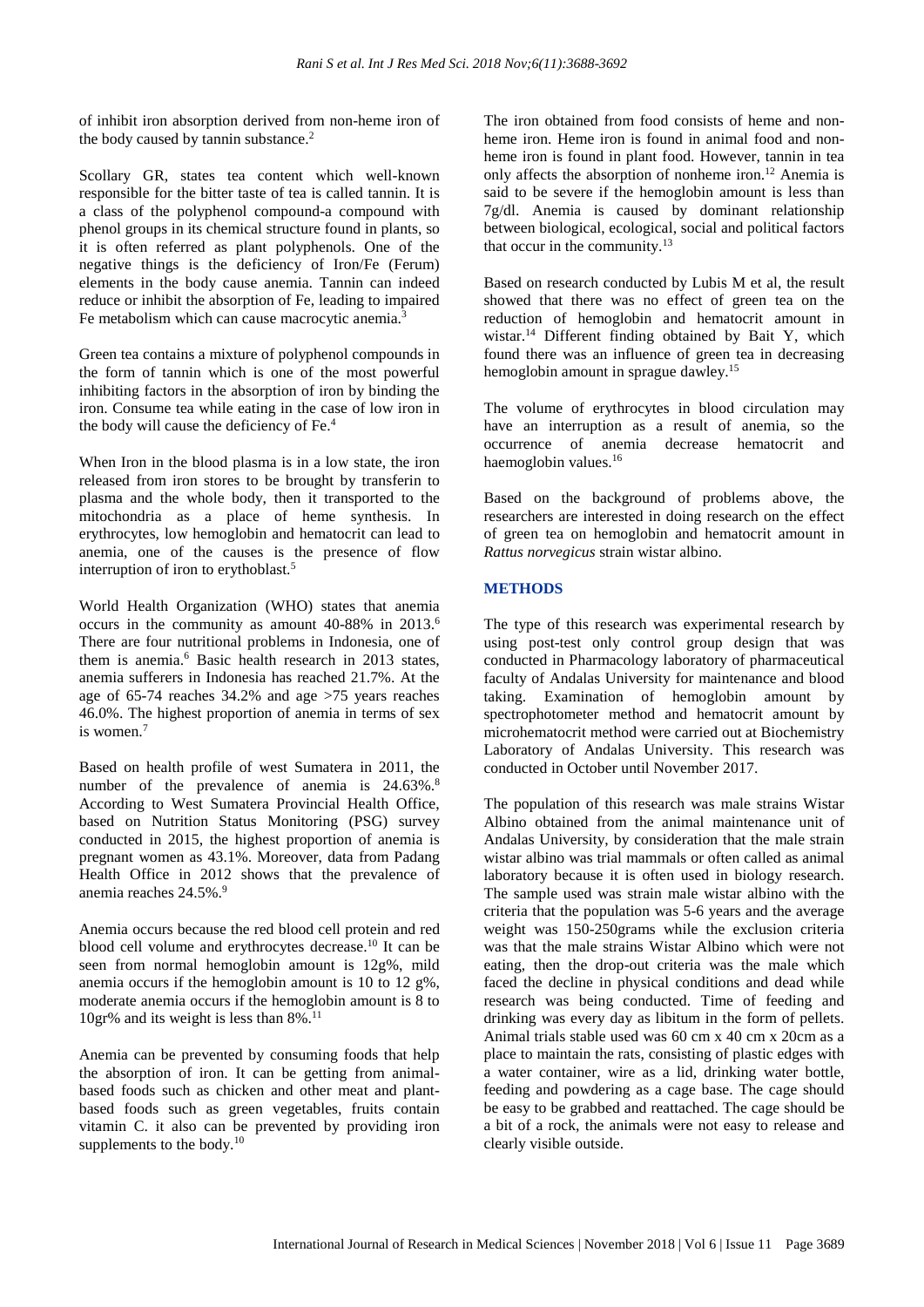of inhibit iron absorption derived from non-heme iron of the body caused by tannin substance.[2]

Scollary GR, states tea content which well-known responsible for the bitter taste of tea is called tannin. It is a class of the polyphenol compound-a compound with phenol groups in its chemical structure found in plants, so it is often referred as plant polyphenols. One of the negative things is the deficiency of Iron/Fe (Ferum) elements in the body cause anemia. Tannin can indeed reduce or inhibit the absorption of Fe, leading to impaired Fe metabolism which can cause macrocytic anemia.[3]

Green tea contains a mixture of polyphenol compounds in the form of tannin which is one of the most powerful inhibiting factors in the absorption of iron by binding the iron. Consume tea while eating in the case of low iron in the body will cause the deficiency of Fe.[4]

When Iron in the blood plasma is in a low state, the iron released from iron stores to be brought by transferin to plasma and the whole body, then it transported to the mitochondria as a place of heme synthesis. In erythrocytes, low hemoglobin and hematocrit can lead to anemia, one of the causes is the presence of flow interruption of iron to erythoblast.[5]

World Health Organization (WHO) states that anemia occurs in the community as amount 40-88% in 2013.[6] There are four nutritional problems in Indonesia, one of them is anemia.[6] Basic health research in 2013 states, anemia sufferers in Indonesia has reached 21.7%. At the age of 65-74 reaches 34.2% and age >75 years reaches 46.0%. The highest proportion of anemia in terms of sex is women.[7]

Based on health profile of west Sumatera in 2011, the number of the prevalence of anemia is 24.63%.[8] According to West Sumatera Provincial Health Office, based on Nutrition Status Monitoring (PSG) survey conducted in 2015, the highest proportion of anemia is pregnant women as 43.1%. Moreover, data from Padang Health Office in 2012 shows that the prevalence of anemia reaches 24.5%.[9]

Anemia occurs because the red blood cell protein and red blood cell volume and erythrocytes decrease.[10] It can be seen from normal hemoglobin amount is 12g%, mild anemia occurs if the hemoglobin amount is 10 to 12 g%, moderate anemia occurs if the hemoglobin amount is 8 to 10gr% and its weight is less than 8%.[11]

Anemia can be prevented by consuming foods that help the absorption of iron. It can be getting from animal-based foods such as chicken and other meat and plant-based foods such as green vegetables, fruits contain vitamin C. it also can be prevented by providing iron supplements to the body.[10]

The iron obtained from food consists of heme and non-heme iron. Heme iron is found in animal food and non-heme iron is found in plant food. However, tannin in tea only affects the absorption of nonheme iron.[12] Anemia is said to be severe if the hemoglobin amount is less than 7g/dl. Anemia is caused by dominant relationship between biological, ecological, social and political factors that occur in the community.[13]

Based on research conducted by Lubis M et al, the result showed that there was no effect of green tea on the reduction of hemoglobin and hematocrit amount in wistar.[14] Different finding obtained by Bait Y, which found there was an influence of green tea in decreasing hemoglobin amount in sprague dawley.[15]

The volume of erythrocytes in blood circulation may have an interruption as a result of anemia, so the occurrence of anemia decrease hematocrit and haemoglobin values.[16]

Based on the background of problems above, the researchers are interested in doing research on the effect of green tea on hemoglobin and hematocrit amount in *Rattus norvegicus* strain wistar albino.

## METHODS

The type of this research was experimental research by using post-test only control group design that was conducted in Pharmacology laboratory of pharmaceutical faculty of Andalas University for maintenance and blood taking. Examination of hemoglobin amount by spectrophotometer method and hematocrit amount by microhematocrit method were carried out at Biochemistry Laboratory of Andalas University. This research was conducted in October until November 2017.

The population of this research was male strains Wistar Albino obtained from the animal maintenance unit of Andalas University, by consideration that the male strain wistar albino was trial mammals or often called as animal laboratory because it is often used in biology research. The sample used was strain male wistar albino with the criteria that the population was 5-6 years and the average weight was 150-250grams while the exclusion criteria was that the male strains Wistar Albino which were not eating, then the drop-out criteria was the male which faced the decline in physical conditions and dead while research was being conducted. Time of feeding and drinking was every day as libitum in the form of pellets. Animal trials stable used was 60 cm x 40 cm x 20cm as a place to maintain the rats, consisting of plastic edges with a water container, wire as a lid, drinking water bottle, feeding and powdering as a cage base. The cage should be easy to be grabbed and reattached. The cage should be a bit of a rock, the animals were not easy to release and clearly visible outside.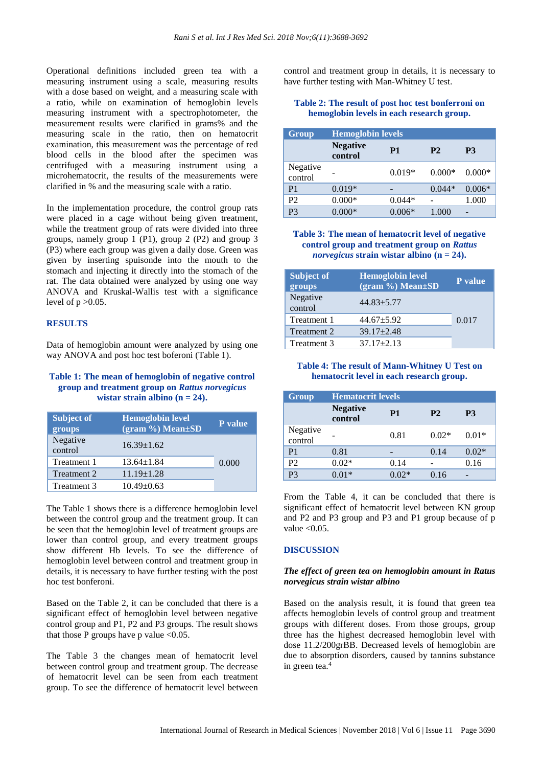Operational definitions included green tea with a measuring instrument using a scale, measuring results with a dose based on weight, and a measuring scale with a ratio, while on examination of hemoglobin levels measuring instrument with a spectrophotometer, the measurement results were clarified in grams% and the measuring scale in the ratio, then on hematocrit examination, this measurement was the percentage of red blood cells in the blood after the specimen was centrifuged with a measuring instrument using a microhematocrit, the results of the measurements were clarified in % and the measuring scale with a ratio.

In the implementation procedure, the control group rats were placed in a cage without being given treatment, while the treatment group of rats were divided into three groups, namely group 1 (P1), group 2 (P2) and group 3 (P3) where each group was given a daily dose. Green was given by inserting spuisonde into the mouth to the stomach and injecting it directly into the stomach of the rat. The data obtained were analyzed by using one way ANOVA and Kruskal-Wallis test with a significance level of p >0.05.

## RESULTS

Data of hemoglobin amount were analyzed by using one way ANOVA and post hoc test boferoni (Table 1).

**Table 1: The mean of hemoglobin of negative control group and treatment group on *Rattus norvegicus* wistar strain albino (n = 24).**

| Subject of groups | Hemoglobin level (gram %) Mean±SD | P value |
|---|---|---|
| Negative control | 16.39±1.62 | 0.000 |
| Treatment 1 | 13.64±1.84 | |
| Treatment 2 | 11.19±1.28 | |
| Treatment 3 | 10.49±0.63 | |

The Table 1 shows there is a difference hemoglobin level between the control group and the treatment group. It can be seen that the hemoglobin level of treatment groups are lower than control group, and every treatment groups show different Hb levels. To see the difference of hemoglobin level between control and treatment group in details, it is necessary to have further testing with the post hoc test bonferoni.

Based on the Table 2, it can be concluded that there is a significant effect of hemoglobin level between negative control group and P1, P2 and P3 groups. The result shows that those P groups have p value <0.05.

The Table 3 the changes mean of hematocrit level between control group and treatment group. The decrease of hematocrit level can be seen from each treatment group. To see the difference of hematocrit level between control and treatment group in details, it is necessary to have further testing with Man-Whitney U test.

**Table 2: The result of post hoc test bonferroni on hemoglobin levels in each research group.**

| Group | Hemoglobin levels | | | |
|---|---|---|---|---|
| | Negative control | P1 | P2 | P3 |
| Negative control | - | 0.019* | 0.000* | 0.000* |
| P1 | 0.019* | - | 0.044* | 0.006* |
| P2 | 0.000* | 0.044* | - | 1.000 |
| P3 | 0.000* | 0.006* | 1.000 | - |

**Table 3: The mean of hematocrit level of negative control group and treatment group on *Rattus norvegicus* strain wistar albino (n = 24).**

| Subject of groups | Hemoglobin level (gram %) Mean±SD | P value |
|---|---|---|
| Negative control | 44.83±5.77 | 0.017 |
| Treatment 1 | 44.67±5.92 | |
| Treatment 2 | 39.17±2.48 | |
| Treatment 3 | 37.17±2.13 | |

**Table 4: The result of Mann-Whitney U Test on hematocrit level in each research group.**

| Group | Hematocrit levels | | | |
|---|---|---|---|---|
| | Negative control | P1 | P2 | P3 |
| Negative control | - | 0.81 | 0.02* | 0.01* |
| P1 | 0.81 | - | 0.14 | 0.02* |
| P2 | 0.02* | 0.14 | - | 0.16 |
| P3 | 0.01* | 0.02* | 0.16 | - |

From the Table 4, it can be concluded that there is significant effect of hematocrit level between KN group and P2 and P3 group and P3 and P1 group because of p value <0.05.

## DISCUSSION

### *The effect of green tea on hemoglobin amount in Ratus norvegicus strain wistar albino*

Based on the analysis result, it is found that green tea affects hemoglobin levels of control group and treatment groups with different doses. From those groups, group three has the highest decreased hemoglobin level with dose 11.2/200grBB. Decreased levels of hemoglobin are due to absorption disorders, caused by tannins substance in green tea.[4]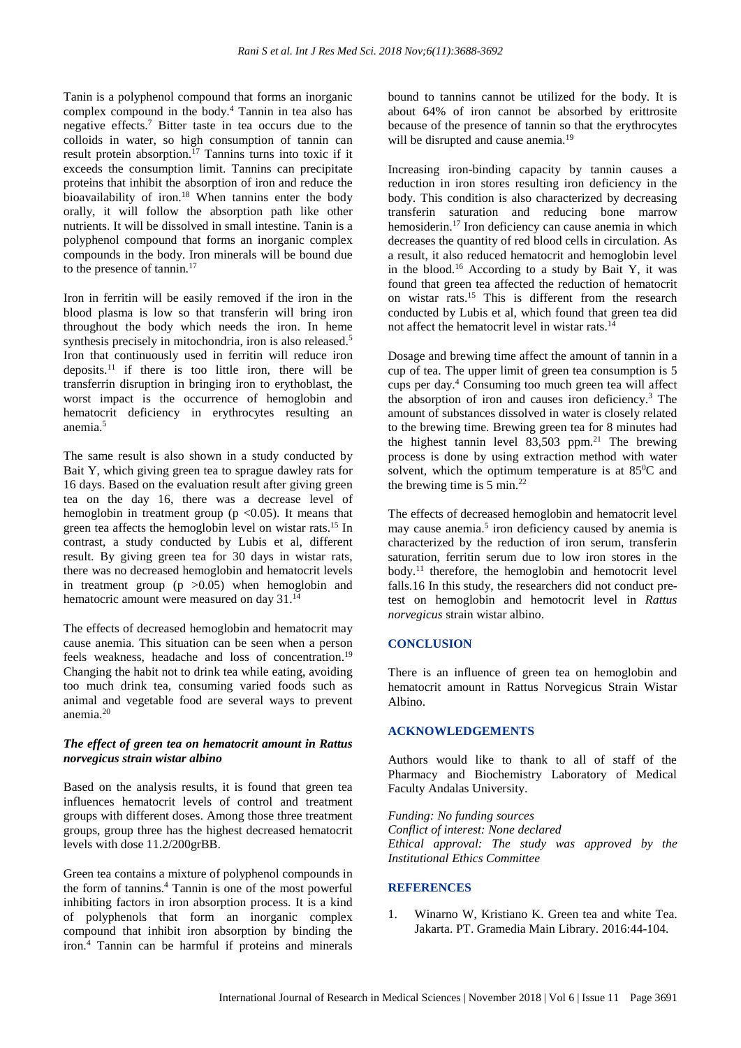Tanin is a polyphenol compound that forms an inorganic complex compound in the body.[4] Tannin in tea also has negative effects.[7] Bitter taste in tea occurs due to the colloids in water, so high consumption of tannin can result protein absorption.[17] Tannins turns into toxic if it exceeds the consumption limit. Tannins can precipitate proteins that inhibit the absorption of iron and reduce the bioavailability of iron.[18] When tannins enter the body orally, it will follow the absorption path like other nutrients. It will be dissolved in small intestine. Tanin is a polyphenol compound that forms an inorganic complex compounds in the body. Iron minerals will be bound due to the presence of tannin.[17]

Iron in ferritin will be easily removed if the iron in the blood plasma is low so that transferin will bring iron throughout the body which needs the iron. In heme synthesis precisely in mitochondria, iron is also released.[5] Iron that continuously used in ferritin will reduce iron deposits.[11] if there is too little iron, there will be transferrin disruption in bringing iron to erythoblast, the worst impact is the occurrence of hemoglobin and hematocrit deficiency in erythrocytes resulting an anemia.[5]

The same result is also shown in a study conducted by Bait Y, which giving green tea to sprague dawley rats for 16 days. Based on the evaluation result after giving green tea on the day 16, there was a decrease level of hemoglobin in treatment group ($p < 0.05$). It means that green tea affects the hemoglobin level on wistar rats.[15] In contrast, a study conducted by Lubis et al, different result. By giving green tea for 30 days in wistar rats, there was no decreased hemoglobin and hematocrit levels in treatment group ($p > 0.05$) when hemoglobin and hematocric amount were measured on day 31.[14]

The effects of decreased hemoglobin and hematocrit may cause anemia. This situation can be seen when a person feels weakness, headache and loss of concentration.[19] Changing the habit not to drink tea while eating, avoiding too much drink tea, consuming varied foods such as animal and vegetable food are several ways to prevent anemia.[20]

### *The effect of green tea on hematocrit amount in Rattus norvegicus strain wistar albino*

Based on the analysis results, it is found that green tea influences hematocrit levels of control and treatment groups with different doses. Among those three treatment groups, group three has the highest decreased hematocrit levels with dose 11.2/200grBB.

Green tea contains a mixture of polyphenol compounds in the form of tannins.[4] Tannin is one of the most powerful inhibiting factors in iron absorption process. It is a kind of polyphenols that form an inorganic complex compound that inhibit iron absorption by binding the iron.[4] Tannin can be harmful if proteins and minerals bound to tannins cannot be utilized for the body. It is about 64% of iron cannot be absorbed by erittrosite because of the presence of tannin so that the erythrocytes will be disrupted and cause anemia.[19]

Increasing iron-binding capacity by tannin causes a reduction in iron stores resulting iron deficiency in the body. This condition is also characterized by decreasing transferin saturation and reducing bone marrow hemosiderin.[17] Iron deficiency can cause anemia in which decreases the quantity of red blood cells in circulation. As a result, it also reduced hematocrit and hemoglobin level in the blood.[16] According to a study by Bait Y, it was found that green tea affected the reduction of hematocrit on wistar rats.[15] This is different from the research conducted by Lubis et al, which found that green tea did not affect the hematocrit level in wistar rats.[14]

Dosage and brewing time affect the amount of tannin in a cup of tea. The upper limit of green tea consumption is 5 cups per day.[4] Consuming too much green tea will affect the absorption of iron and causes iron deficiency.[3] The amount of substances dissolved in water is closely related to the brewing time. Brewing green tea for 8 minutes had the highest tannin level 83,503 ppm.[21] The brewing process is done by using extraction method with water solvent, which the optimum temperature is at $85^0$C and the brewing time is 5 min.[22]

The effects of decreased hemoglobin and hematocrit level may cause anemia.[5] iron deficiency caused by anemia is characterized by the reduction of iron serum, transferin saturation, ferritin serum due to low iron stores in the body.[11] therefore, the hemoglobin and hemotocrit level falls.16 In this study, the researchers did not conduct pre-test on hemoglobin and hemotocrit level in *Rattus norvegicus* strain wistar albino.

## CONCLUSION

There is an influence of green tea on hemoglobin and hematocrit amount in Rattus Norvegicus Strain Wistar Albino.

## ACKNOWLEDGEMENTS

Authors would like to thank to all of staff of the Pharmacy and Biochemistry Laboratory of Medical Faculty Andalas University.

*Funding: No funding sources*
*Conflict of interest: None declared*
*Ethical approval: The study was approved by the Institutional Ethics Committee*

## REFERENCES

1. Winarno W, Kristiano K. Green tea and white Tea. Jakarta. PT. Gramedia Main Library. 2016:44-104.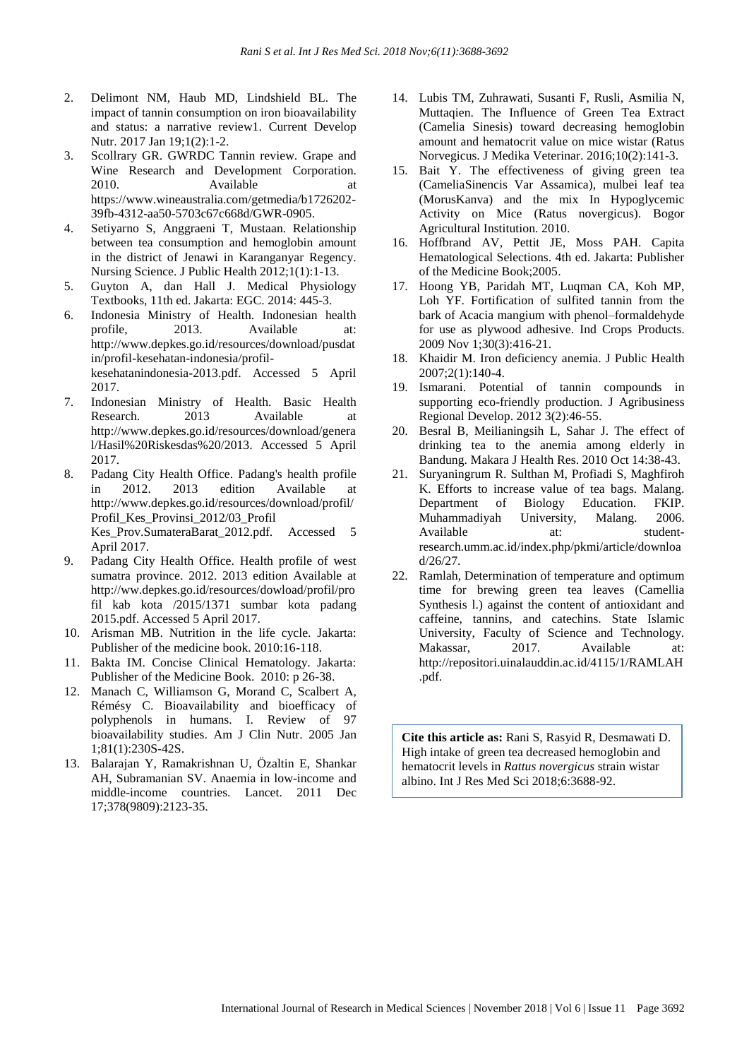2. Delimont NM, Haub MD, Lindshield BL. The impact of tannin consumption on iron bioavailability and status: a narrative review1. Current Develop Nutr. 2017 Jan 19;1(2):1-2.
3. Scollrary GR. GWRDC Tannin review. Grape and Wine Research and Development Corporation. 2010. Available at https://www.wineaustralia.com/getmedia/b1726202-39fb-4312-aa50-5703c67c668d/GWR-0905.
4. Setiyarno S, Anggraeni T, Mustaan. Relationship between tea consumption and hemoglobin amount in the district of Jenawi in Karanganyar Regency. Nursing Science. J Public Health 2012;1(1):1-13.
5. Guyton A, dan Hall J. Medical Physiology Textbooks, 11th ed. Jakarta: EGC. 2014: 445-3.
6. Indonesia Ministry of Health. Indonesian health profile, 2013. Available at: http://www.depkes.go.id/resources/download/pusdatin/profil-kesehatan-indonesia/profil-kesehatanindonesia-2013.pdf. Accessed 5 April 2017.
7. Indonesian Ministry of Health. Basic Health Research. 2013 Available at http://www.depkes.go.id/resources/download/general/Hasil%20Riskesdas%20/2013. Accessed 5 April 2017.
8. Padang City Health Office. Padang's health profile in 2012. 2013 edition Available at http://www.depkes.go.id/resources/download/profil/Profil_Kes_Provinsi_2012/03_Profil Kes_Prov.SumateraBarat_2012.pdf. Accessed 5 April 2017.
9. Padang City Health Office. Health profile of west sumatra province. 2012. 2013 edition Available at http://ww.depkes.go.id/resources/dowload/profil/profil kab kota /2015/1371 sumbar kota padang 2015.pdf. Accessed 5 April 2017.
10. Arisman MB. Nutrition in the life cycle. Jakarta: Publisher of the medicine book. 2010:16-118.
11. Bakta IM. Concise Clinical Hematology. Jakarta: Publisher of the Medicine Book. 2010: p 26-38.
12. Manach C, Williamson G, Morand C, Scalbert A, Rémésy C. Bioavailability and bioefficacy of polyphenols in humans. I. Review of 97 bioavailability studies. Am J Clin Nutr. 2005 Jan 1;81(1):230S-42S.
13. Balarajan Y, Ramakrishnan U, Özaltin E, Shankar AH, Subramanian SV. Anaemia in low-income and middle-income countries. Lancet. 2011 Dec 17;378(9809):2123-35.
14. Lubis TM, Zuhrawati, Susanti F, Rusli, Asmilia N, Muttaqien. The Influence of Green Tea Extract (Camelia Sinesis) toward decreasing hemoglobin amount and hematocrit value on mice wistar (Ratus Norvegicus. J Medika Veterinar. 2016;10(2):141-3.
15. Bait Y. The effectiveness of giving green tea (CameliaSinencis Var Assamica), mulbei leaf tea (MorusKanva) and the mix In Hypoglycemic Activity on Mice (Ratus novergicus). Bogor Agricultural Institution. 2010.
16. Hoffbrand AV, Pettit JE, Moss PAH. Capita Hematological Selections. 4th ed. Jakarta: Publisher of the Medicine Book;2005.
17. Hoong YB, Paridah MT, Luqman CA, Koh MP, Loh YF. Fortification of sulfited tannin from the bark of Acacia mangium with phenol–formaldehyde for use as plywood adhesive. Ind Crops Products. 2009 Nov 1;30(3):416-21.
18. Khaidir M. Iron deficiency anemia. J Public Health 2007;2(1):140-4.
19. Ismarani. Potential of tannin compounds in supporting eco-friendly production. J Agribusiness Regional Develop. 2012 3(2):46-55.
20. Besral B, Meilianingsih L, Sahar J. The effect of drinking tea to the anemia among elderly in Bandung. Makara J Health Res. 2010 Oct 14:38-43.
21. Suryaningrum R. Sulthan M, Profiadi S, Maghfiroh K. Efforts to increase value of tea bags. Malang. Department of Biology Education. FKIP. Muhammadiyah University, Malang. 2006. Available at: student-research.umm.ac.id/index.php/pkmi/article/download/26/27.
22. Ramlah, Determination of temperature and optimum time for brewing green tea leaves (Camellia Synthesis l.) against the content of antioxidant and caffeine, tannins, and catechins. State Islamic University, Faculty of Science and Technology. Makassar, 2017. Available at: http://repositori.uinalauddin.ac.id/4115/1/RAMLAH.pdf.

**Cite this article as:** Rani S, Rasyid R, Desmawati D. High intake of green tea decreased hemoglobin and hematocrit levels in *Rattus novergicus* strain wistar albino. Int J Res Med Sci 2018;6:3688-92.